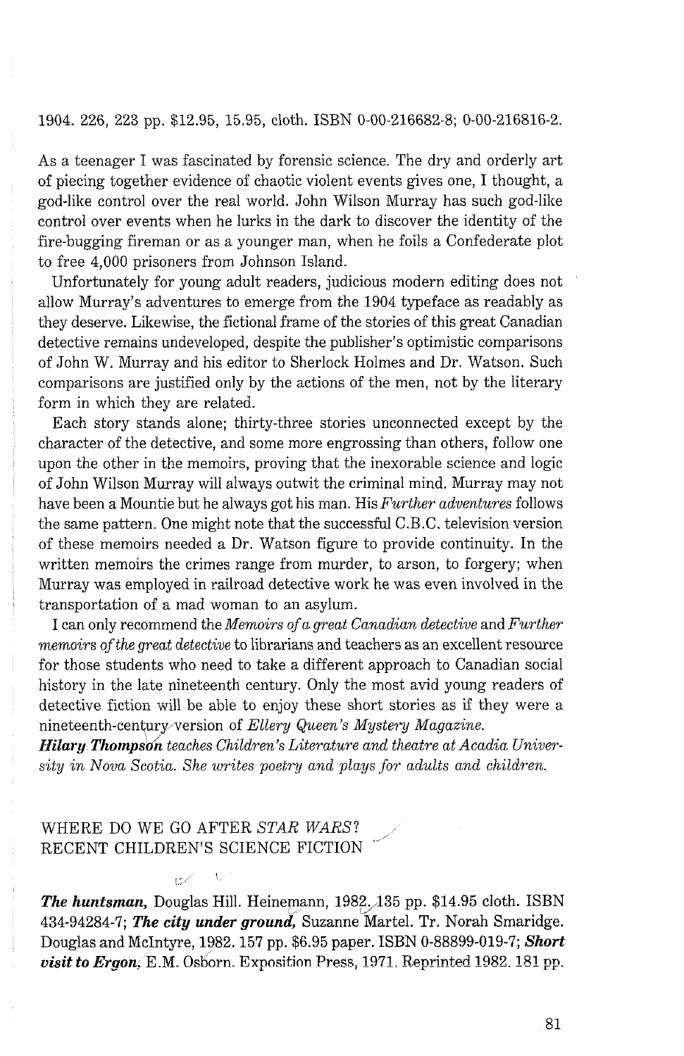1904. 226, 223 pp. $12.95, 15.95, cloth. ISBN 0-00-216682-8; 0-00-216816-2.

As a teenager I was fascinated by forensic science. The dry and orderly art of piecing together evidence of chaotic violent events gives one, I thought, a god-like control over the real world. John Wilson Murray has such god-like control over events when he lurks in the dark to discover the identity of the fire-bugging fireman or as a younger man, when he foils a Confederate plot to free 4,000 prisoners from Johnson Island.

Unfortunately for young adult readers, judicious modern editing does not allow Murray's adventures to emerge from the 1904 typeface as readably as they deserve. Likewise, the fictional frame of the stories of this great Canadian detective remains undeveloped, despite the publisher's optimistic comparisons of John W. Murray and his editor to Sherlock Holmes and Dr. Watson. Such comparisons are justified only by the actions of the men, not by the literary form in which they are related.

Each story stands alone; thirty-three stories unconnected except by the character of the detective, and some more engrossing than others, follow one upon the other in the memoirs, proving that the inexorable science and logic of John Wilson Murray will always outwit the criminal mind. Murray may not have been a Mountie but he always got his man. His *Further adventures* follows the same pattern. One might note that the successful C.B.C. television version of these memoirs needed a Dr. Watson figure to provide continuity. In the written memoirs the crimes range from murder, to arson, to forgery; when Murray was employed in railroad detective work he was even involved in the transportation of a mad woman to an asylum.

I can only recommend the *Memoirs of a great Canadian detective* and *Further memoirs of the great detective* to librarians and teachers as an excellent resource for those students who need to take a different approach to Canadian social history in the late nineteenth century. Only the most avid young readers of detective fiction will be able to enjoy these short stories as if they were a nineteenth-century version of *Ellery Queen's Mystery Magazine*.

***Hilary Thompson** teaches Children's Literature and theatre at Acadia University in Nova Scotia. She writes poetry and plays for adults and children.*

## WHERE DO WE GO AFTER *STAR WARS*? RECENT CHILDREN'S SCIENCE FICTION

***The huntsman,*** Douglas Hill. Heinemann, 1982. 135 pp. $14.95 cloth. ISBN 434-94284-7; ***The city under ground,*** Suzanne Martel. Tr. Norah Smaridge. Douglas and McIntyre, 1982. 157 pp. $6.95 paper. ISBN 0-88899-019-7; ***Short visit to Ergon,*** E.M. Osborn. Exposition Press, 1971. Reprinted 1982. 181 pp.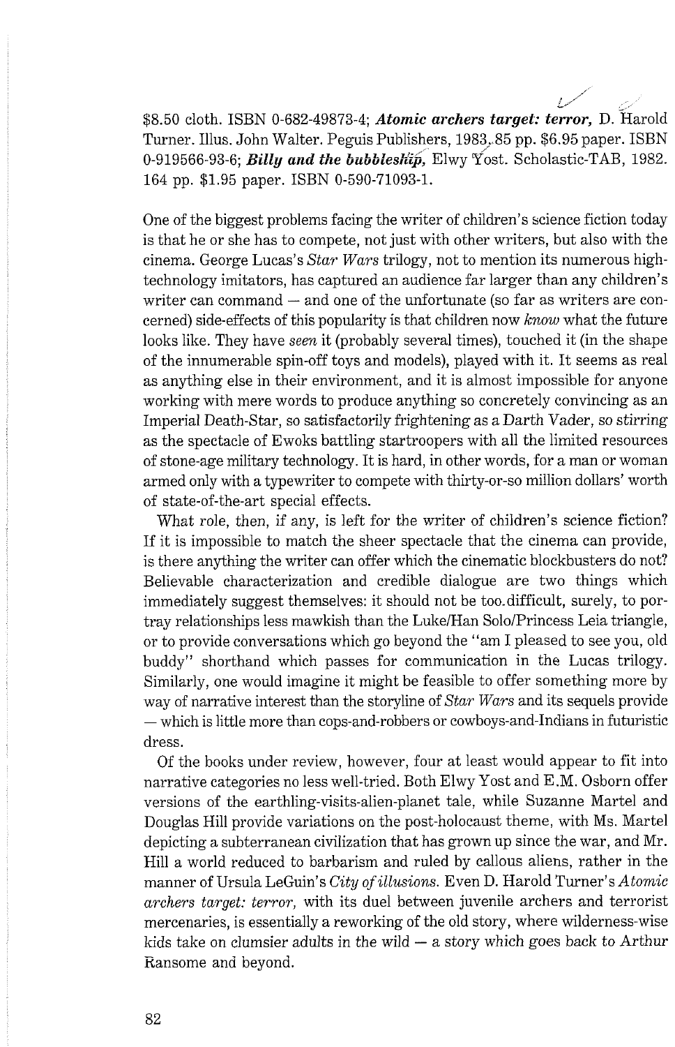$8.50 cloth. ISBN 0-682-49873-4; ***Atomic archers target: terror,*** D. Harold Turner. Illus. John Walter. Peguis Publishers, 1983. 85 pp. $6.95 paper. ISBN 0-919566-93-6; ***Billy and the bubbleship,*** Elwy Yost. Scholastic-TAB, 1982. 164 pp. $1.95 paper. ISBN 0-590-71093-1.

One of the biggest problems facing the writer of children's science fiction today is that he or she has to compete, not just with other writers, but also with the cinema. George Lucas's *Star Wars* trilogy, not to mention its numerous high-technology imitators, has captured an audience far larger than any children's writer can command — and one of the unfortunate (so far as writers are concerned) side-effects of this popularity is that children now *know* what the future looks like. They have *seen* it (probably several times), touched it (in the shape of the innumerable spin-off toys and models), played with it. It seems as real as anything else in their environment, and it is almost impossible for anyone working with mere words to produce anything so concretely convincing as an Imperial Death-Star, so satisfactorily frightening as a Darth Vader, so stirring as the spectacle of Ewoks battling startroopers with all the limited resources of stone-age military technology. It is hard, in other words, for a man or woman armed only with a typewriter to compete with thirty-or-so million dollars' worth of state-of-the-art special effects.

What role, then, if any, is left for the writer of children's science fiction? If it is impossible to match the sheer spectacle that the cinema can provide, is there anything the writer can offer which the cinematic blockbusters do not? Believable characterization and credible dialogue are two things which immediately suggest themselves: it should not be too difficult, surely, to portray relationships less mawkish than the Luke/Han Solo/Princess Leia triangle, or to provide conversations which go beyond the "am I pleased to see you, old buddy" shorthand which passes for communication in the Lucas trilogy. Similarly, one would imagine it might be feasible to offer something more by way of narrative interest than the storyline of *Star Wars* and its sequels provide — which is little more than cops-and-robbers or cowboys-and-Indians in futuristic dress.

Of the books under review, however, four at least would appear to fit into narrative categories no less well-tried. Both Elwy Yost and E.M. Osborn offer versions of the earthling-visits-alien-planet tale, while Suzanne Martel and Douglas Hill provide variations on the post-holocaust theme, with Ms. Martel depicting a subterranean civilization that has grown up since the war, and Mr. Hill a world reduced to barbarism and ruled by callous aliens, rather in the manner of Ursula LeGuin's *City of illusions.* Even D. Harold Turner's *Atomic archers target: terror,* with its duel between juvenile archers and terrorist mercenaries, is essentially a reworking of the old story, where wilderness-wise kids take on clumsier adults in the wild — a story which goes back to Arthur Ransome and beyond.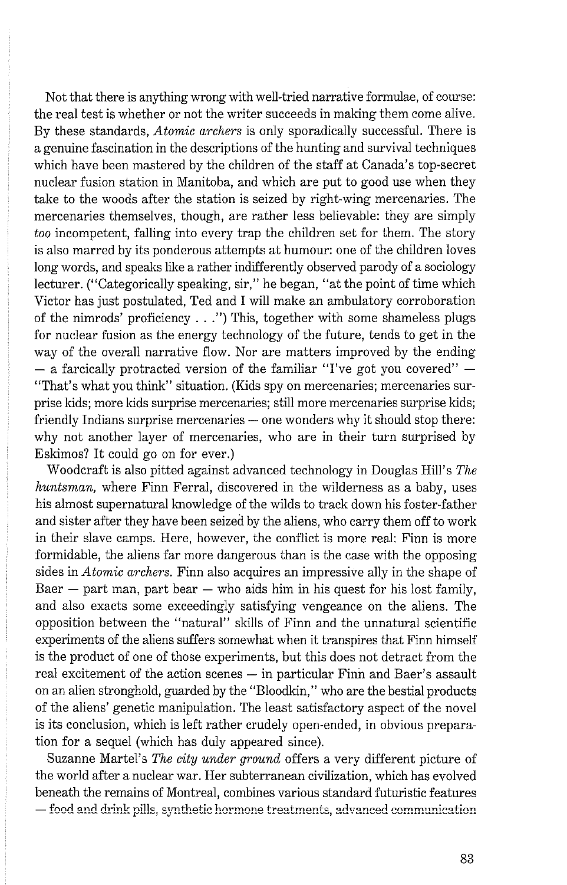Not that there is anything wrong with well-tried narrative formulae, of course: the real test is whether or not the writer succeeds in making them come alive. By these standards, *Atomic archers* is only sporadically successful. There is a genuine fascination in the descriptions of the hunting and survival techniques which have been mastered by the children of the staff at Canada's top-secret nuclear fusion station in Manitoba, and which are put to good use when they take to the woods after the station is seized by right-wing mercenaries. The mercenaries themselves, though, are rather less believable: they are simply *too* incompetent, falling into every trap the children set for them. The story is also marred by its ponderous attempts at humour: one of the children loves long words, and speaks like a rather indifferently observed parody of a sociology lecturer. ("Categorically speaking, sir," he began, "at the point of time which Victor has just postulated, Ted and I will make an ambulatory corroboration of the nimrods' proficiency . . .") This, together with some shameless plugs for nuclear fusion as the energy technology of the future, tends to get in the way of the overall narrative flow. Nor are matters improved by the ending — a farcically protracted version of the familiar "I've got you covered" — "That's what you think" situation. (Kids spy on mercenaries; mercenaries surprise kids; more kids surprise mercenaries; still more mercenaries surprise kids; friendly Indians surprise mercenaries — one wonders why it should stop there: why not another layer of mercenaries, who are in their turn surprised by Eskimos? It could go on for ever.)

Woodcraft is also pitted against advanced technology in Douglas Hill's *The huntsman,* where Finn Ferral, discovered in the wilderness as a baby, uses his almost supernatural knowledge of the wilds to track down his foster-father and sister after they have been seized by the aliens, who carry them off to work in their slave camps. Here, however, the conflict is more real: Finn is more formidable, the aliens far more dangerous than is the case with the opposing sides in *Atomic archers.* Finn also acquires an impressive ally in the shape of Baer — part man, part bear — who aids him in his quest for his lost family, and also exacts some exceedingly satisfying vengeance on the aliens. The opposition between the "natural" skills of Finn and the unnatural scientific experiments of the aliens suffers somewhat when it transpires that Finn himself is the product of one of those experiments, but this does not detract from the real excitement of the action scenes — in particular Finn and Baer's assault on an alien stronghold, guarded by the "Bloodkin," who are the bestial products of the aliens' genetic manipulation. The least satisfactory aspect of the novel is its conclusion, which is left rather crudely open-ended, in obvious preparation for a sequel (which has duly appeared since).

Suzanne Martel's *The city under ground* offers a very different picture of the world after a nuclear war. Her subterranean civilization, which has evolved beneath the remains of Montreal, combines various standard futuristic features — food and drink pills, synthetic hormone treatments, advanced communication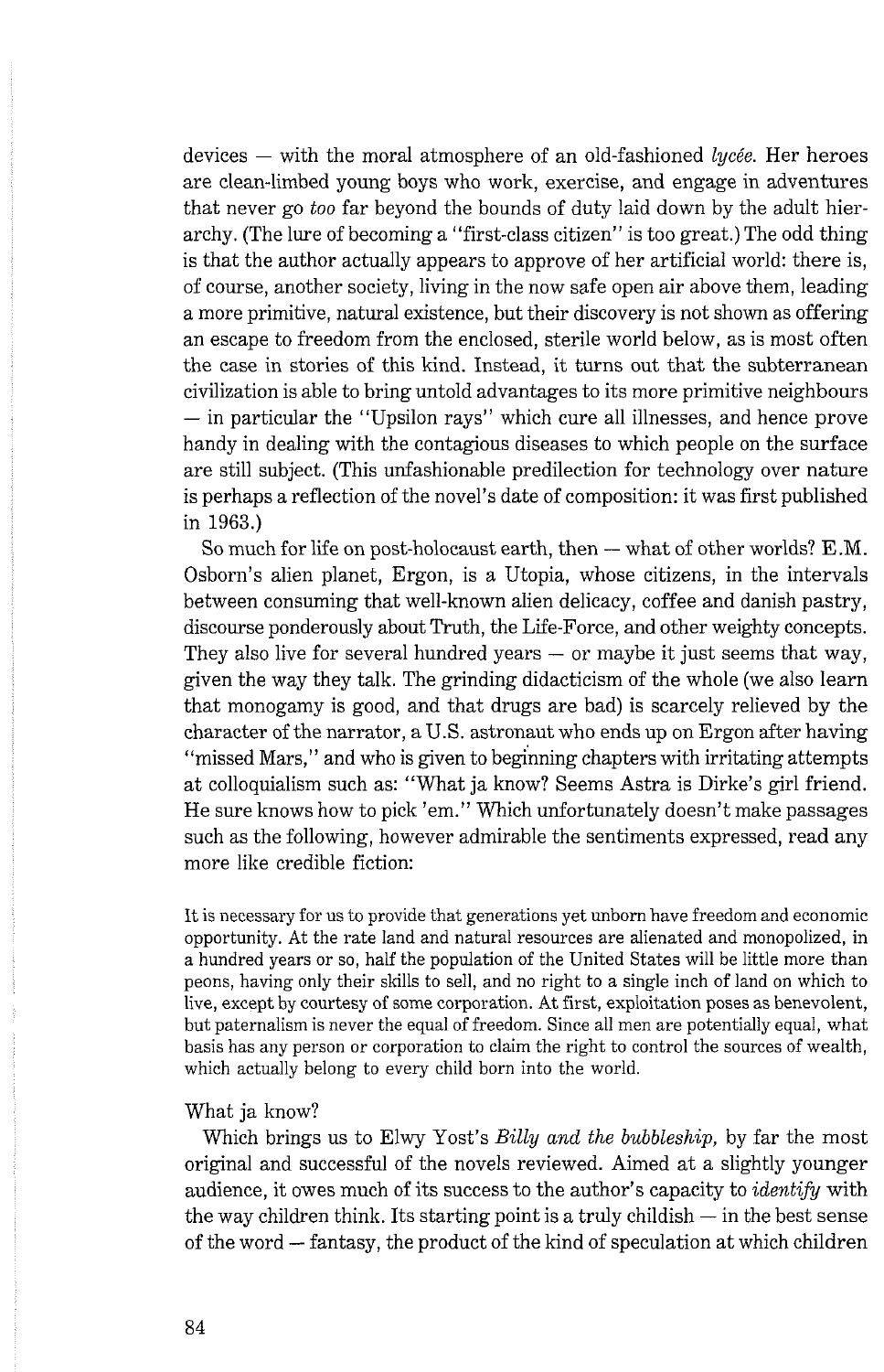devices — with the moral atmosphere of an old-fashioned *lycée*. Her heroes are clean-limbed young boys who work, exercise, and engage in adventures that never go *too* far beyond the bounds of duty laid down by the adult hierarchy. (The lure of becoming a "first-class citizen" is too great.) The odd thing is that the author actually appears to approve of her artificial world: there is, of course, another society, living in the now safe open air above them, leading a more primitive, natural existence, but their discovery is not shown as offering an escape to freedom from the enclosed, sterile world below, as is most often the case in stories of this kind. Instead, it turns out that the subterranean civilization is able to bring untold advantages to its more primitive neighbours — in particular the "Upsilon rays" which cure all illnesses, and hence prove handy in dealing with the contagious diseases to which people on the surface are still subject. (This unfashionable predilection for technology over nature is perhaps a reflection of the novel's date of composition: it was first published in 1963.)

So much for life on post-holocaust earth, then — what of other worlds? E.M. Osborn's alien planet, Ergon, is a Utopia, whose citizens, in the intervals between consuming that well-known alien delicacy, coffee and danish pastry, discourse ponderously about Truth, the Life-Force, and other weighty concepts. They also live for several hundred years — or maybe it just seems that way, given the way they talk. The grinding didacticism of the whole (we also learn that monogamy is good, and that drugs are bad) is scarcely relieved by the character of the narrator, a U.S. astronaut who ends up on Ergon after having "missed Mars," and who is given to beginning chapters with irritating attempts at colloquialism such as: "What ja know? Seems Astra is Dirke's girl friend. He sure knows how to pick 'em." Which unfortunately doesn't make passages such as the following, however admirable the sentiments expressed, read any more like credible fiction:

> It is necessary for us to provide that generations yet unborn have freedom and economic opportunity. At the rate land and natural resources are alienated and monopolized, in a hundred years or so, half the population of the United States will be little more than peons, having only their skills to sell, and no right to a single inch of land on which to live, except by courtesy of some corporation. At first, exploitation poses as benevolent, but paternalism is never the equal of freedom. Since all men are potentially equal, what basis has any person or corporation to claim the right to control the sources of wealth, which actually belong to every child born into the world.

What ja know?

Which brings us to Elwy Yost's *Billy and the bubbleship*, by far the most original and successful of the novels reviewed. Aimed at a slightly younger audience, it owes much of its success to the author's capacity to *identify* with the way children think. Its starting point is a truly childish — in the best sense of the word — fantasy, the product of the kind of speculation at which children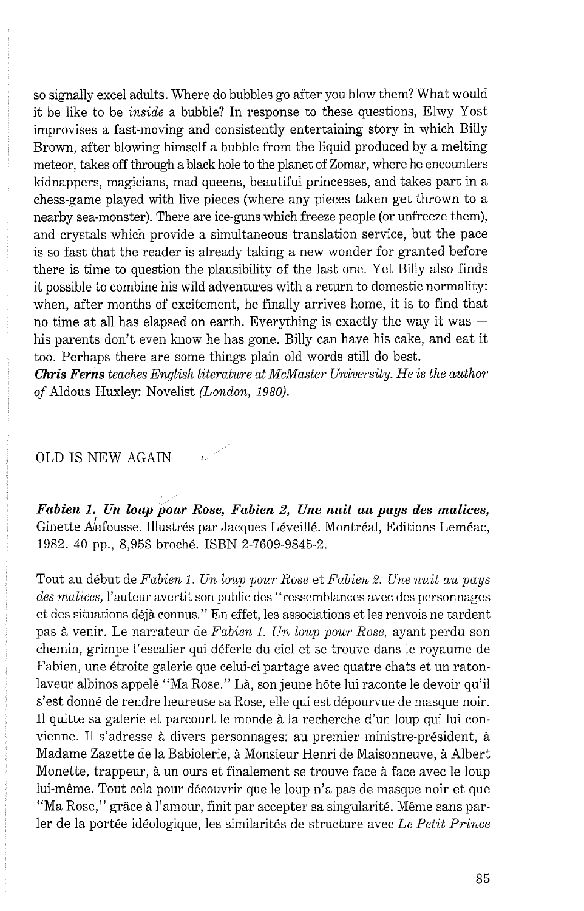so signally excel adults. Where do bubbles go after you blow them? What would it be like to be *inside* a bubble? In response to these questions, Elwy Yost improvises a fast-moving and consistently entertaining story in which Billy Brown, after blowing himself a bubble from the liquid produced by a melting meteor, takes off through a black hole to the planet of Zomar, where he encounters kidnappers, magicians, mad queens, beautiful princesses, and takes part in a chess-game played with live pieces (where any pieces taken get thrown to a nearby sea-monster). There are ice-guns which freeze people (or unfreeze them), and crystals which provide a simultaneous translation service, but the pace is so fast that the reader is already taking a new wonder for granted before there is time to question the plausibility of the last one. Yet Billy also finds it possible to combine his wild adventures with a return to domestic normality: when, after months of excitement, he finally arrives home, it is to find that no time at all has elapsed on earth. Everything is exactly the way it was — his parents don't even know he has gone. Billy can have his cake, and eat it too. Perhaps there are some things plain old words still do best.

***Chris Ferns** teaches English literature at McMaster University. He is the author of* Aldous Huxley: Novelist *(London, 1980).*

## OLD IS NEW AGAIN

***Fabien 1. Un loup pour Rose, Fabien 2, Une nuit au pays des malices,*** Ginette Anfousse. Illustrés par Jacques Léveillé. Montréal, Editions Leméac, 1982. 40 pp., 8,95$ broché. ISBN 2-7609-9845-2.

Tout au début de *Fabien 1. Un loup pour Rose* et *Fabien 2. Une nuit au pays des malices,* l'auteur avertit son public des "ressemblances avec des personnages et des situations déjà connus." En effet, les associations et les renvois ne tardent pas à venir. Le narrateur de *Fabien 1. Un loup pour Rose,* ayant perdu son chemin, grimpe l'escalier qui déferle du ciel et se trouve dans le royaume de Fabien, une étroite galerie que celui-ci partage avec quatre chats et un raton-laveur albinos appelé "Ma Rose." Là, son jeune hôte lui raconte le devoir qu'il s'est donné de rendre heureuse sa Rose, elle qui est dépourvue de masque noir. Il quitte sa galerie et parcourt le monde à la recherche d'un loup qui lui convienne. Il s'adresse à divers personnages: au premier ministre-président, à Madame Zazette de la Babiolerie, à Monsieur Henri de Maisonneuve, à Albert Monette, trappeur, à un ours et finalement se trouve face à face avec le loup lui-même. Tout cela pour découvrir que le loup n'a pas de masque noir et que "Ma Rose," grâce à l'amour, finit par accepter sa singularité. Même sans parler de la portée idéologique, les similarités de structure avec *Le Petit Prince*